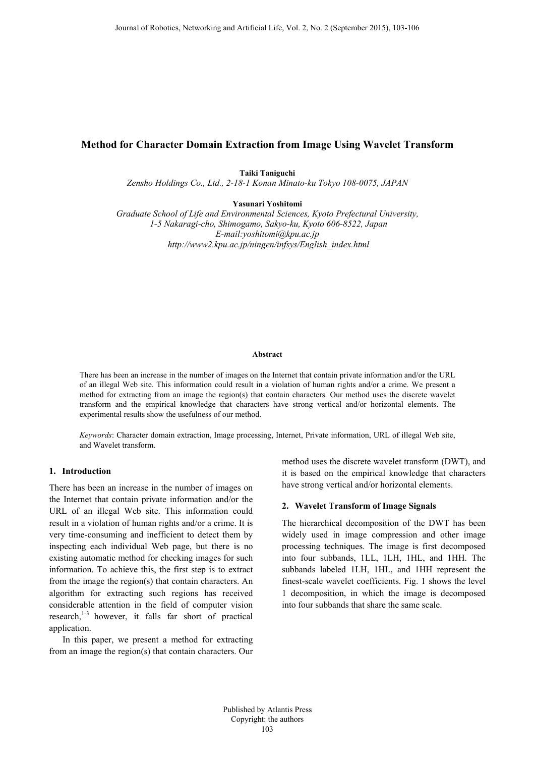# Method for Character Domain Extraction from Image Using Wavelet Transform

**Taiki Taniguchi**

*Zensho Holdings Co., Ltd., 2-18-1 Konan Minato-ku Tokyo 108-0075, JAPAN*

**Yasunari Yoshitomi**

*Graduate School of Life and Environmental Sciences, Kyoto Prefectural University, 1-5 Nakaragi-cho, Shimogamo, Sakyo-ku, Kyoto 606-8522, Japan*
*E-mail:yoshitomi@kpu.ac.jp*
*http://www2.kpu.ac.jp/ningen/infsys/English_index.html*

**Abstract**

There has been an increase in the number of images on the Internet that contain private information and/or the URL of an illegal Web site. This information could result in a violation of human rights and/or a crime. We present a method for extracting from an image the region(s) that contain characters. Our method uses the discrete wavelet transform and the empirical knowledge that characters have strong vertical and/or horizontal elements. The experimental results show the usefulness of our method.

*Keywords*: Character domain extraction, Image processing, Internet, Private information, URL of illegal Web site, and Wavelet transform.

## 1. Introduction

There has been an increase in the number of images on the Internet that contain private information and/or the URL of an illegal Web site. This information could result in a violation of human rights and/or a crime. It is very time-consuming and inefficient to detect them by inspecting each individual Web page, but there is no existing automatic method for checking images for such information. To achieve this, the first step is to extract from the image the region(s) that contain characters. An algorithm for extracting such regions has received considerable attention in the field of computer vision research,[1-3] however, it falls far short of practical application.

In this paper, we present a method for extracting from an image the region(s) that contain characters. Our method uses the discrete wavelet transform (DWT), and it is based on the empirical knowledge that characters have strong vertical and/or horizontal elements.

## 2. Wavelet Transform of Image Signals

The hierarchical decomposition of the DWT has been widely used in image compression and other image processing techniques. The image is first decomposed into four subbands, 1LL, 1LH, 1HL, and 1HH. The subbands labeled 1LH, 1HL, and 1HH represent the finest-scale wavelet coefficients. Fig. 1 shows the level 1 decomposition, in which the image is decomposed into four subbands that share the same scale.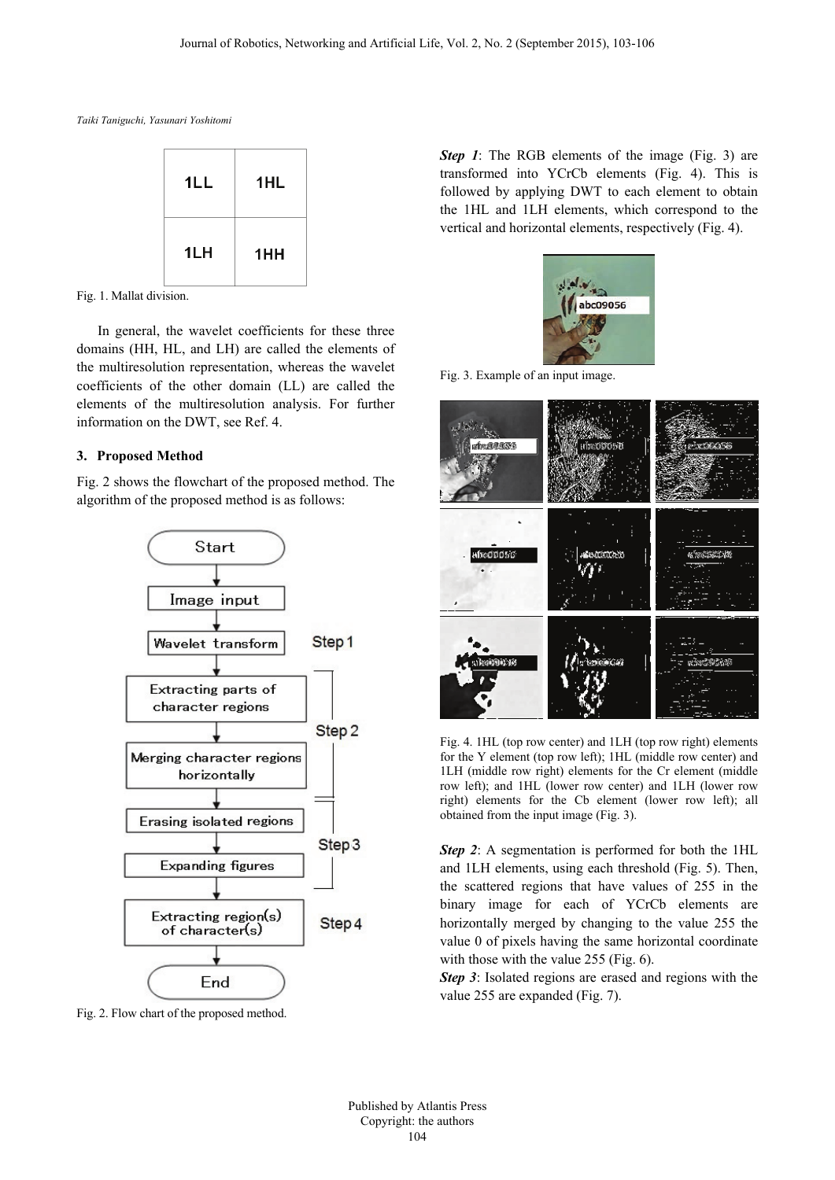| 1LL | 1HL |
| --- | --- |
| 1LH | 1HH |

Fig. 1. Mallat division.

In general, the wavelet coefficients for these three domains (HH, HL, and LH) are called the elements of the multiresolution representation, whereas the wavelet coefficients of the other domain (LL) are called the elements of the multiresolution analysis. For further information on the DWT, see Ref. 4.

## 3. Proposed Method

Fig. 2 shows the flowchart of the proposed method. The algorithm of the proposed method is as follows:

Fig. 2. Flow chart of the proposed method.

***Step 1***: The RGB elements of the image (Fig. 3) are transformed into YCrCb elements (Fig. 4). This is followed by applying DWT to each element to obtain the 1HL and 1LH elements, which correspond to the vertical and horizontal elements, respectively (Fig. 4).

Fig. 3. Example of an input image.

Fig. 4. 1HL (top row center) and 1LH (top row right) elements for the Y element (top row left); 1HL (middle row center) and 1LH (middle row right) elements for the Cr element (middle row left); and 1HL (lower row center) and 1LH (lower row right) elements for the Cb element (lower row left); all obtained from the input image (Fig. 3).

***Step 2***: A segmentation is performed for both the 1HL and 1LH elements, using each threshold (Fig. 5). Then, the scattered regions that have values of 255 in the binary image for each of YCrCb elements are horizontally merged by changing to the value 255 the value 0 of pixels having the same horizontal coordinate with those with the value 255 (Fig. 6).

***Step 3***: Isolated regions are erased and regions with the value 255 are expanded (Fig. 7).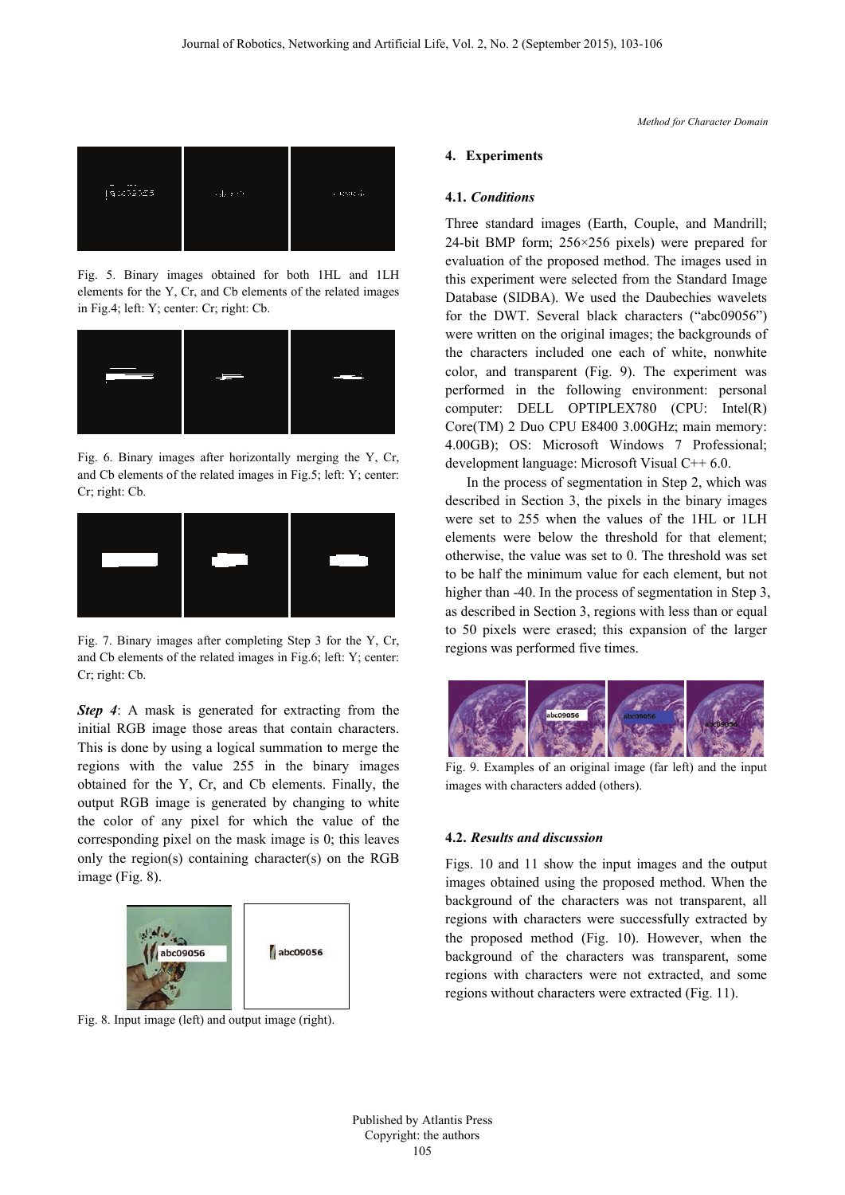Fig. 5. Binary images obtained for both 1HL and 1LH elements for the Y, Cr, and Cb elements of the related images in Fig.4; left: Y; center: Cr; right: Cb.

Fig. 6. Binary images after horizontally merging the Y, Cr, and Cb elements of the related images in Fig.5; left: Y; center: Cr; right: Cb.

Fig. 7. Binary images after completing Step 3 for the Y, Cr, and Cb elements of the related images in Fig.6; left: Y; center: Cr; right: Cb.

***Step 4***: A mask is generated for extracting from the initial RGB image those areas that contain characters. This is done by using a logical summation to merge the regions with the value 255 in the binary images obtained for the Y, Cr, and Cb elements. Finally, the output RGB image is generated by changing to white the color of any pixel for which the value of the corresponding pixel on the mask image is 0; this leaves only the region(s) containing character(s) on the RGB image (Fig. 8).

Fig. 8. Input image (left) and output image (right).

## 4. Experiments

### 4.1. *Conditions*

Three standard images (Earth, Couple, and Mandrill; 24-bit BMP form; 256×256 pixels) were prepared for evaluation of the proposed method. The images used in this experiment were selected from the Standard Image Database (SIDBA). We used the Daubechies wavelets for the DWT. Several black characters ("abc09056") were written on the original images; the backgrounds of the characters included one each of white, nonwhite color, and transparent (Fig. 9). The experiment was performed in the following environment: personal computer: DELL OPTIPLEX780 (CPU: Intel(R) Core(TM) 2 Duo CPU E8400 3.00GHz; main memory: 4.00GB); OS: Microsoft Windows 7 Professional; development language: Microsoft Visual C++ 6.0.

In the process of segmentation in Step 2, which was described in Section 3, the pixels in the binary images were set to 255 when the values of the 1HL or 1LH elements were below the threshold for that element; otherwise, the value was set to 0. The threshold was set to be half the minimum value for each element, but not higher than -40. In the process of segmentation in Step 3, as described in Section 3, regions with less than or equal to 50 pixels were erased; this expansion of the larger regions was performed five times.

Fig. 9. Examples of an original image (far left) and the input images with characters added (others).

### 4.2. *Results and discussion*

Figs. 10 and 11 show the input images and the output images obtained using the proposed method. When the background of the characters was not transparent, all regions with characters were successfully extracted by the proposed method (Fig. 10). However, when the background of the characters was transparent, some regions with characters were not extracted, and some regions without characters were extracted (Fig. 11).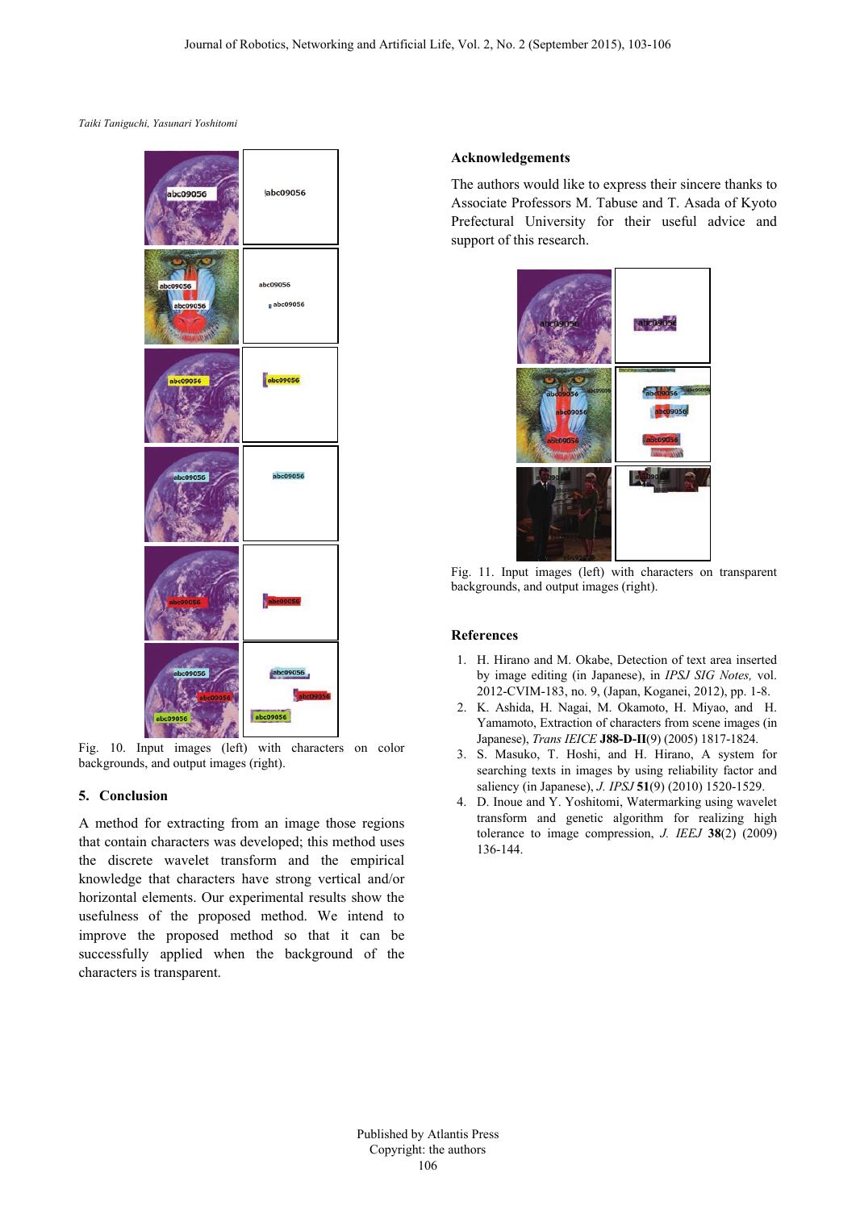Fig. 10. Input images (left) with characters on color backgrounds, and output images (right).

## 5. Conclusion

A method for extracting from an image those regions that contain characters was developed; this method uses the discrete wavelet transform and the empirical knowledge that characters have strong vertical and/or horizontal elements. Our experimental results show the usefulness of the proposed method. We intend to improve the proposed method so that it can be successfully applied when the background of the characters is transparent.

## Acknowledgements

The authors would like to express their sincere thanks to Associate Professors M. Tabuse and T. Asada of Kyoto Prefectural University for their useful advice and support of this research.

Fig. 11. Input images (left) with characters on transparent backgrounds, and output images (right).

## References

1. H. Hirano and M. Okabe, Detection of text area inserted by image editing (in Japanese), in *IPSJ SIG Notes,* vol. 2012-CVIM-183, no. 9, (Japan, Koganei, 2012), pp. 1-8.
2. K. Ashida, H. Nagai, M. Okamoto, H. Miyao, and H. Yamamoto, Extraction of characters from scene images (in Japanese), *Trans IEICE* **J88-D-II**(9) (2005) 1817-1824.
3. S. Masuko, T. Hoshi, and H. Hirano, A system for searching texts in images by using reliability factor and saliency (in Japanese), *J. IPSJ* **51**(9) (2010) 1520-1529.
4. D. Inoue and Y. Yoshitomi, Watermarking using wavelet transform and genetic algorithm for realizing high tolerance to image compression, *J. IEEJ* **38**(2) (2009) 136-144.